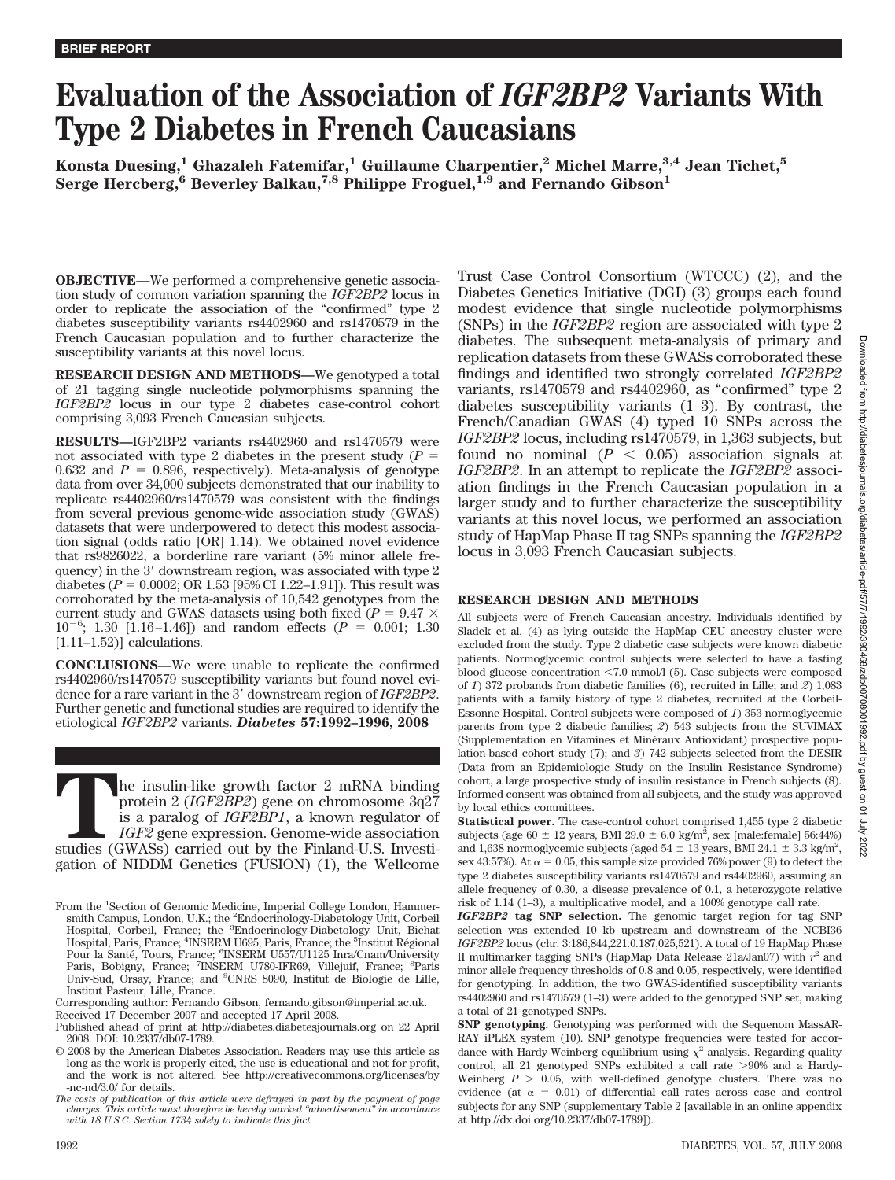**BRIEF REPORT**

# Evaluation of the Association of *IGF2BP2* Variants With Type 2 Diabetes in French Caucasians

**Konsta Duesing,[1] Ghazaleh Fatemifar,[1] Guillaume Charpentier,[2] Michel Marre,[3,4] Jean Tichet,[5] Serge Hercberg,[6] Beverley Balkau,[7,8] Philippe Froguel,[1,9] and Fernando Gibson[1]**

**OBJECTIVE**—We performed a comprehensive genetic association study of common variation spanning the *IGF2BP2* locus in order to replicate the association of the "confirmed" type 2 diabetes susceptibility variants rs4402960 and rs1470579 in the French Caucasian population and to further characterize the susceptibility variants at this novel locus.

**RESEARCH DESIGN AND METHODS**—We genotyped a total of 21 tagging single nucleotide polymorphisms spanning the *IGF2BP2* locus in our type 2 diabetes case-control cohort comprising 3,093 French Caucasian subjects.

**RESULTS**—IGF2BP2 variants rs4402960 and rs1470579 were not associated with type 2 diabetes in the present study ($P$ = 0.632 and $P$ = 0.896, respectively). Meta-analysis of genotype data from over 34,000 subjects demonstrated that our inability to replicate rs4402960/rs1470579 was consistent with the findings from several previous genome-wide association study (GWAS) datasets that were underpowered to detect this modest association signal (odds ratio [OR] 1.14). We obtained novel evidence that rs9826022, a borderline rare variant (5% minor allele frequency) in the 3′ downstream region, was associated with type 2 diabetes ($P$ = 0.0002; OR 1.53 [95% CI 1.22–1.91]). This result was corroborated by the meta-analysis of 10,542 genotypes from the current study and GWAS datasets using both fixed ($P = 9.47 \times 10^{-6}$; 1.30 [1.16–1.46]) and random effects ($P$ = 0.001; 1.30 [1.11–1.52]) calculations.

**CONCLUSIONS**—We were unable to replicate the confirmed rs4402960/rs1470579 susceptibility variants but found novel evidence for a rare variant in the 3′ downstream region of *IGF2BP2*. Further genetic and functional studies are required to identify the etiological *IGF2BP2* variants. ***Diabetes*** **57:1992–1996, 2008**

The insulin-like growth factor 2 mRNA binding protein 2 (*IGF2BP2*) gene on chromosome 3q27 is a paralog of *IGF2BP1*, a known regulator of *IGF2* gene expression. Genome-wide association studies (GWASs) carried out by the Finland-U.S. Investigation of NIDDM Genetics (FUSION) (1), the Wellcome Trust Case Control Consortium (WTCCC) (2), and the Diabetes Genetics Initiative (DGI) (3) groups each found modest evidence that single nucleotide polymorphisms (SNPs) in the *IGF2BP2* region are associated with type 2 diabetes. The subsequent meta-analysis of primary and replication datasets from these GWASs corroborated these findings and identified two strongly correlated *IGF2BP2* variants, rs1470579 and rs4402960, as "confirmed" type 2 diabetes susceptibility variants (1–3). By contrast, the French/Canadian GWAS (4) typed 10 SNPs across the *IGF2BP2* locus, including rs1470579, in 1,363 subjects, but found no nominal ($P$ < 0.05) association signals at *IGF2BP2*. In an attempt to replicate the *IGF2BP2* association findings in the French Caucasian population in a larger study and to further characterize the susceptibility variants at this novel locus, we performed an association study of HapMap Phase II tag SNPs spanning the *IGF2BP2* locus in 3,093 French Caucasian subjects.

From the [1]Section of Genomic Medicine, Imperial College London, Hammersmith Campus, London, U.K.; the [2]Endocrinology-Diabetology Unit, Corbeil Hospital, Corbeil, France; the [3]Endocrinology-Diabetology Unit, Bichat Hospital, Paris, France; [4]INSERM U695, Paris, France; the [5]Institut Régional Pour la Santé, Tours, France; [6]INSERM U557/U1125 Inra/Cnam/University Paris, Bobigny, France; [7]INSERM U780-IFR69, Villejuif, France; [8]Paris Univ-Sud, Orsay, France; and [9]CNRS 8090, Institut de Biologie de Lille, Institut Pasteur, Lille, France.

Corresponding author: Fernando Gibson, fernando.gibson@imperial.ac.uk.

Received 17 December 2007 and accepted 17 April 2008.

Published ahead of print at http://diabetes.diabetesjournals.org on 22 April 2008. DOI: 10.2337/db07-1789.

© 2008 by the American Diabetes Association. Readers may use this article as long as the work is properly cited, the use is educational and not for profit, and the work is not altered. See http://creativecommons.org/licenses/by-nc-nd/3.0/ for details.

*The costs of publication of this article were defrayed in part by the payment of page charges. This article must therefore be hereby marked "advertisement" in accordance with 18 U.S.C. Section 1734 solely to indicate this fact.*

## RESEARCH DESIGN AND METHODS

All subjects were of French Caucasian ancestry. Individuals identified by Sladek et al. (4) as lying outside the HapMap CEU ancestry cluster were excluded from the study. Type 2 diabetic case subjects were known diabetic patients. Normoglycemic control subjects were selected to have a fasting blood glucose concentration <7.0 mmol/l (5). Case subjects were composed of *1*) 372 probands from diabetic families (6), recruited in Lille; and *2*) 1,083 patients with a family history of type 2 diabetes, recruited at the Corbeil-Essonne Hospital. Control subjects were composed of *1*) 353 normoglycemic parents from type 2 diabetic families; *2*) 543 subjects from the SUVIMAX (Supplementation en Vitamines et Minéraux Antioxidant) prospective population-based cohort study (7); and *3*) 742 subjects selected from the DESIR (Data from an Epidemiologic Study on the Insulin Resistance Syndrome) cohort, a large prospective study of insulin resistance in French subjects (8). Informed consent was obtained from all subjects, and the study was approved by local ethics committees.

**Statistical power.** The case-control cohort comprised 1,455 type 2 diabetic subjects (age 60 ± 12 years, BMI 29.0 ± 6.0 kg/m$^2$, sex [male:female] 56:44%) and 1,638 normoglycemic subjects (aged 54 ± 13 years, BMI 24.1 ± 3.3 kg/m$^2$, sex 43:57%). At $\alpha$ = 0.05, this sample size provided 76% power (9) to detect the type 2 diabetes susceptibility variants rs1470579 and rs4402960, assuming an allele frequency of 0.30, a disease prevalence of 0.1, a heterozygote relative risk of 1.14 (1–3), a multiplicative model, and a 100% genotype call rate.

***IGF2BP2* tag SNP selection.** The genomic target region for tag SNP selection was extended 10 kb upstream and downstream of the NCBI36 *IGF2BP2* locus (chr. 3:186,844,221.0.187,025,521). A total of 19 HapMap Phase II multimarker tagging SNPs (HapMap Data Release 21a/Jan07) with $r^2$ and minor allele frequency thresholds of 0.8 and 0.05, respectively, were identified for genotyping. In addition, the two GWAS-identified susceptibility variants rs4402960 and rs1470579 (1–3) were added to the genotyped SNP set, making a total of 21 genotyped SNPs.

**SNP genotyping.** Genotyping was performed with the Sequenom MassARRAY iPLEX system (10). SNP genotype frequencies were tested for accordance with Hardy-Weinberg equilibrium using $\chi^2$ analysis. Regarding quality control, all 21 genotyped SNPs exhibited a call rate >90% and a Hardy-Weinberg $P$ > 0.05, with well-defined genotype clusters. There was no evidence (at $\alpha$ = 0.01) of differential call rates across case and control subjects for any SNP (supplementary Table 2 [available in an online appendix at http://dx.doi.org/10.2337/db07-1789]).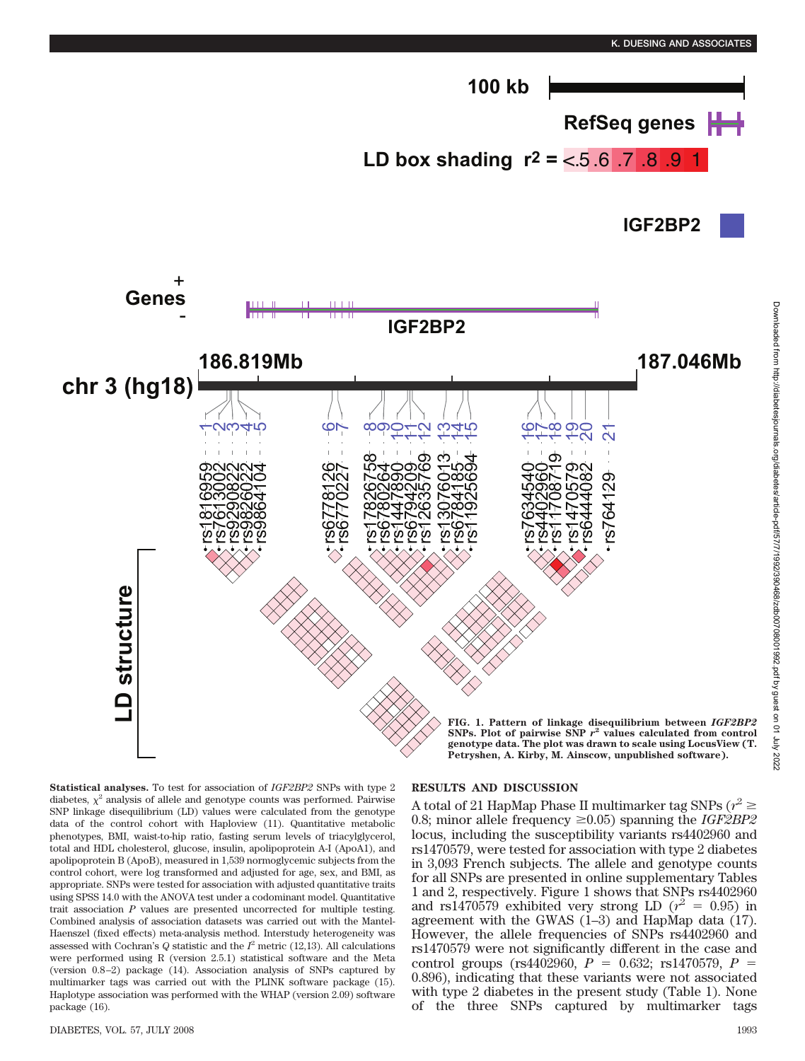FIG. 1. Pattern of linkage disequilibrium between *IGF2BP2* SNPs. Plot of pairwise SNP $r^2$ values calculated from control genotype data. The plot was drawn to scale using LocusView (T. Petryshen, A. Kirby, M. Ainscow, unpublished software).

**Statistical analyses.** To test for association of *IGF2BP2* SNPs with type 2 diabetes, $\chi^2$ analysis of allele and genotype counts was performed. Pairwise SNP linkage disequilibrium (LD) values were calculated from the genotype data of the control cohort with Haploview (11). Quantitative metabolic phenotypes, BMI, waist-to-hip ratio, fasting serum levels of triacylglycerol, total and HDL cholesterol, glucose, insulin, apolipoprotein A-I (ApoA1), and apolipoprotein B (ApoB), measured in 1,539 normoglycemic subjects from the control cohort, were log transformed and adjusted for age, sex, and BMI, as appropriate. SNPs were tested for association with adjusted quantitative traits using SPSS 14.0 with the ANOVA test under a codominant model. Quantitative trait association *P* values are presented uncorrected for multiple testing. Combined analysis of association datasets was carried out with the Mantel-Haenszel (fixed effects) meta-analysis method. Interstudy heterogeneity was assessed with Cochran's *Q* statistic and the $I^2$ metric (12,13). All calculations were performed using R (version 2.5.1) statistical software and the Meta (version 0.8–2) package (14). Association analysis of SNPs captured by multimarker tags was carried out with the PLINK software package (15). Haplotype association was performed with the WHAP (version 2.09) software package (16).

## RESULTS AND DISCUSSION

A total of 21 HapMap Phase II multimarker tag SNPs ($r^2 \geq 0.8$; minor allele frequency $\geq$0.05) spanning the *IGF2BP2* locus, including the susceptibility variants rs4402960 and rs1470579, were tested for association with type 2 diabetes in 3,093 French subjects. The allele and genotype counts for all SNPs are presented in online supplementary Tables 1 and 2, respectively. Figure 1 shows that SNPs rs4402960 and rs1470579 exhibited very strong LD ($r^2 = 0.95$) in agreement with the GWAS (1–3) and HapMap data (17). However, the allele frequencies of SNPs rs4402960 and rs1470579 were not significantly different in the case and control groups (rs4402960, $P = 0.632$; rs1470579, $P = 0.896$), indicating that these variants were not associated with type 2 diabetes in the present study (Table 1). None of the three SNPs captured by multimarker tags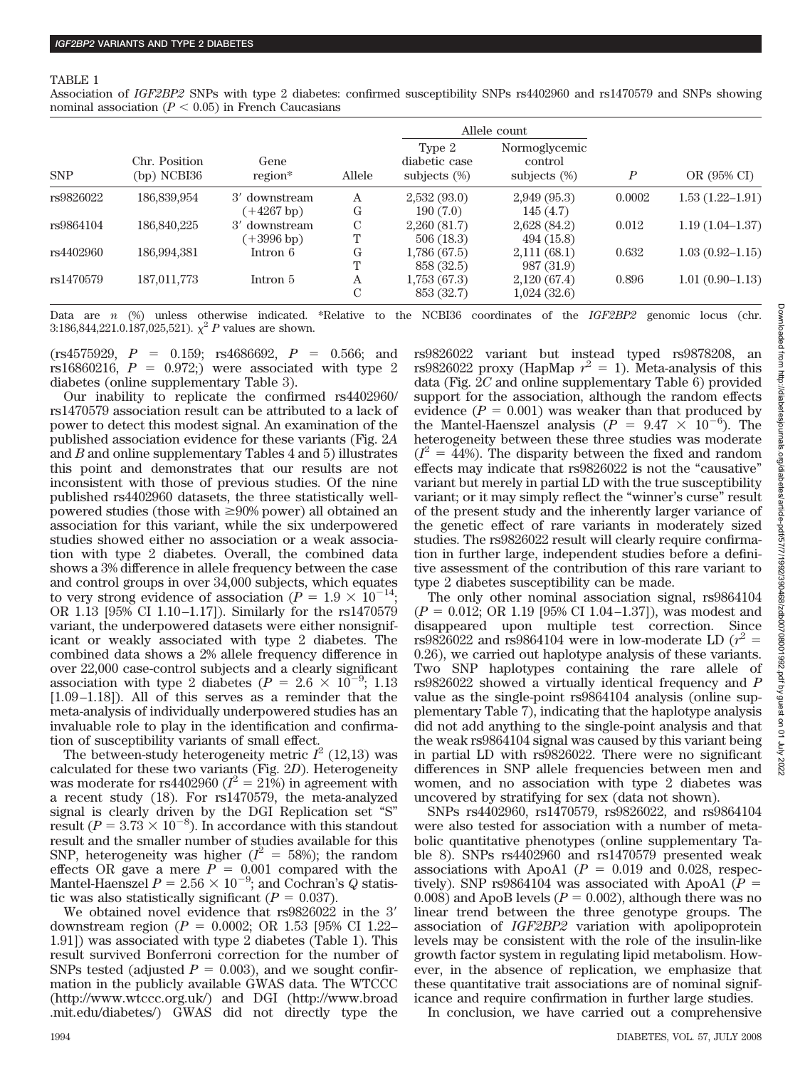TABLE 1

Association of *IGF2BP2* SNPs with type 2 diabetes: confirmed susceptibility SNPs rs4402960 and rs1470579 and SNPs showing nominal association ($P < 0.05$) in French Caucasians

| SNP | Chr. Position (bp) NCBI36 | Gene region* | Allele | Allele count: Type 2 diabetic case subjects (%) | Allele count: Normoglycemic control subjects (%) | *P* | OR (95% CI) |
|---|---|---|---|---|---|---|---|
| rs9826022 | 186,839,954 | 3′ downstream (+4267 bp) | A | 2,532 (93.0) | 2,949 (95.3) | 0.0002 | 1.53 (1.22–1.91) |
| | | | G | 190 (7.0) | 145 (4.7) | | |
| rs9864104 | 186,840,225 | 3′ downstream (+3996 bp) | C | 2,260 (81.7) | 2,628 (84.2) | 0.012 | 1.19 (1.04–1.37) |
| | | | T | 506 (18.3) | 494 (15.8) | | |
| rs4402960 | 186,994,381 | Intron 6 | G | 1,786 (67.5) | 2,111 (68.1) | 0.632 | 1.03 (0.92–1.15) |
| | | | T | 858 (32.5) | 987 (31.9) | | |
| rs1470579 | 187,011,773 | Intron 5 | A | 1,753 (67.3) | 2,120 (67.4) | 0.896 | 1.01 (0.90–1.13) |
| | | | C | 853 (32.7) | 1,024 (32.6) | | |

Data are *n* (%) unless otherwise indicated. *Relative to the NCBI36 coordinates of the *IGF2BP2* genomic locus (chr. 3:186,844,221.0.187,025,521). $\chi^2$ *P* values are shown.

(rs4575929, $P = 0.159$; rs4686692, $P = 0.566$; and rs16860216, $P = 0.972$;) were associated with type 2 diabetes (online supplementary Table 3).

Our inability to replicate the confirmed rs4402960/rs1470579 association result can be attributed to a lack of power to detect this modest signal. An examination of the published association evidence for these variants (Fig. 2*A* and *B* and online supplementary Tables 4 and 5) illustrates this point and demonstrates that our results are not inconsistent with those of previous studies. Of the nine published rs4402960 datasets, the three statistically well-powered studies (those with ≥90% power) all obtained an association for this variant, while the six underpowered studies showed either no association or a weak association with type 2 diabetes. Overall, the combined data shows a 3% difference in allele frequency between the case and control groups in over 34,000 subjects, which equates to very strong evidence of association ($P = 1.9 \times 10^{-14}$; OR 1.13 [95% CI 1.10–1.17]). Similarly for the rs1470579 variant, the underpowered datasets were either nonsignificant or weakly associated with type 2 diabetes. The combined data shows a 2% allele frequency difference in over 22,000 case-control subjects and a clearly significant association with type 2 diabetes ($P = 2.6 \times 10^{-9}$; 1.13 [1.09–1.18]). All of this serves as a reminder that the meta-analysis of individually underpowered studies has an invaluable role to play in the identification and confirmation of susceptibility variants of small effect.

The between-study heterogeneity metric $I^2$ (12,13) was calculated for these two variants (Fig. 2*D*). Heterogeneity was moderate for rs4402960 ($I^2 = 21\%$) in agreement with a recent study (18). For rs1470579, the meta-analyzed signal is clearly driven by the DGI Replication set "S" result ($P = 3.73 \times 10^{-8}$). In accordance with this standout result and the smaller number of studies available for this SNP, heterogeneity was higher ($I^2 = 58\%$); the random effects OR gave a mere $P = 0.001$ compared with the Mantel-Haenszel $P = 2.56 \times 10^{-9}$; and Cochran's *Q* statistic was also statistically significant ($P = 0.037$).

We obtained novel evidence that rs9826022 in the 3′ downstream region ($P = 0.0002$; OR 1.53 [95% CI 1.22–1.91]) was associated with type 2 diabetes (Table 1). This result survived Bonferroni correction for the number of SNPs tested (adjusted $P = 0.003$), and we sought confirmation in the publicly available GWAS data. The WTCCC (http://www.wtccc.org.uk/) and DGI (http://www.broad.mit.edu/diabetes/) GWAS did not directly type the rs9826022 variant but instead typed rs9878208, an rs9826022 proxy (HapMap $r^2 = 1$). Meta-analysis of this data (Fig. 2*C* and online supplementary Table 6) provided support for the association, although the random effects evidence ($P = 0.001$) was weaker than that produced by the Mantel-Haenszel analysis ($P = 9.47 \times 10^{-6}$). The heterogeneity between these three studies was moderate ($I^2 = 44\%$). The disparity between the fixed and random effects may indicate that rs9826022 is not the "causative" variant but merely in partial LD with the true susceptibility variant; or it may simply reflect the "winner's curse" result of the present study and the inherently larger variance of the genetic effect of rare variants in moderately sized studies. The rs9826022 result will clearly require confirmation in further large, independent studies before a definitive assessment of the contribution of this rare variant to type 2 diabetes susceptibility can be made.

The only other nominal association signal, rs9864104 ($P = 0.012$; OR 1.19 [95% CI 1.04–1.37]), was modest and disappeared upon multiple test correction. Since rs9826022 and rs9864104 were in low-moderate LD ($r^2 = 0.26$), we carried out haplotype analysis of these variants. Two SNP haplotypes containing the rare allele of rs9826022 showed a virtually identical frequency and *P* value as the single-point rs9864104 analysis (online supplementary Table 7), indicating that the haplotype analysis did not add anything to the single-point analysis and that the weak rs9864104 signal was caused by this variant being in partial LD with rs9826022. There were no significant differences in SNP allele frequencies between men and women, and no association with type 2 diabetes was uncovered by stratifying for sex (data not shown).

SNPs rs4402960, rs1470579, rs9826022, and rs9864104 were also tested for association with a number of metabolic quantitative phenotypes (online supplementary Table 8). SNPs rs4402960 and rs1470579 presented weak associations with ApoA1 ($P = 0.019$ and 0.028, respectively). SNP rs9864104 was associated with ApoA1 ($P = 0.008$) and ApoB levels ($P = 0.002$), although there was no linear trend between the three genotype groups. The association of *IGF2BP2* variation with apolipoprotein levels may be consistent with the role of the insulin-like growth factor system in regulating lipid metabolism. However, in the absence of replication, we emphasize that these quantitative trait associations are of nominal significance and require confirmation in further large studies.

In conclusion, we have carried out a comprehensive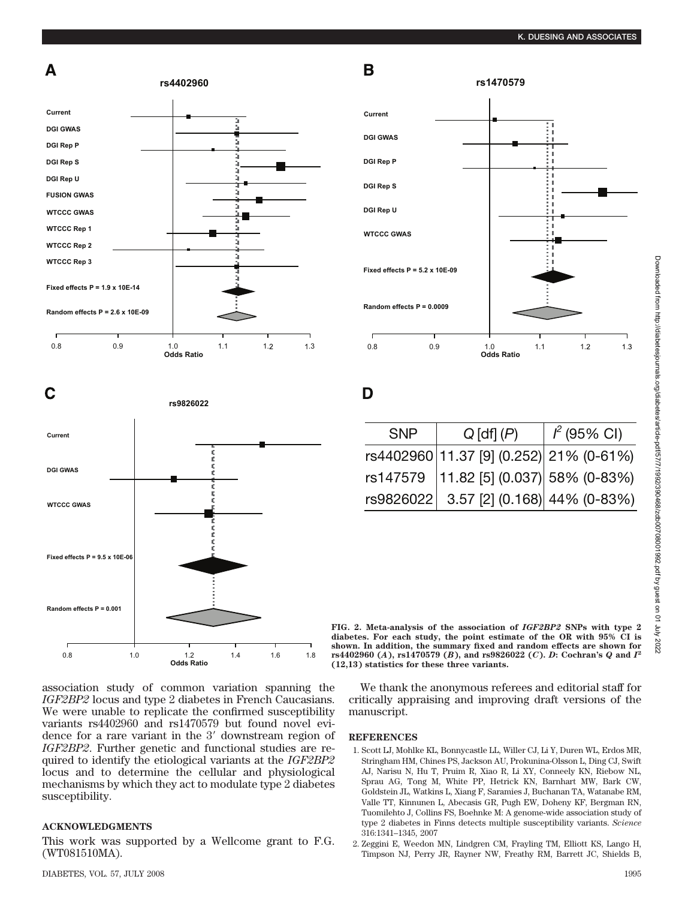| SNP | $Q$ [df] ($P$) | $I^2$ (95% CI) |
|---|---|---|
| rs4402960 | 11.37 [9] (0.252) | 21% (0-61%) |
| rs147579 | 11.82 [5] (0.037) | 58% (0-83%) |
| rs9826022 | 3.57 [2] (0.168) | 44% (0-83%) |

**FIG. 2. Meta-analysis of the association of *IGF2BP2* SNPs with type 2 diabetes. For each study, the point estimate of the OR with 95% CI is shown. In addition, the summary fixed and random effects are shown for rs4402960 (*A*), rs1470579 (*B*), and rs9826022 (*C*). *D*: Cochran's *Q* and $I^2$ (12,13) statistics for these three variants.**

association study of common variation spanning the *IGF2BP2* locus and type 2 diabetes in French Caucasians. We were unable to replicate the confirmed susceptibility variants rs4402960 and rs1470579 but found novel evidence for a rare variant in the 3′ downstream region of *IGF2BP2*. Further genetic and functional studies are required to identify the etiological variants at the *IGF2BP2* locus and to determine the cellular and physiological mechanisms by which they act to modulate type 2 diabetes susceptibility.

## ACKNOWLEDGMENTS

This work was supported by a Wellcome grant to F.G. (WT081510MA).

We thank the anonymous referees and editorial staff for critically appraising and improving draft versions of the manuscript.

## REFERENCES

1. Scott LJ, Mohlke KL, Bonnycastle LL, Willer CJ, Li Y, Duren WL, Erdos MR, Stringham HM, Chines PS, Jackson AU, Prokunina-Olsson L, Ding CJ, Swift AJ, Narisu N, Hu T, Pruim R, Xiao R, Li XY, Conneely KN, Riebow NL, Sprau AG, Tong M, White PP, Hetrick KN, Barnhart MW, Bark CW, Goldstein JL, Watkins L, Xiang F, Saramies J, Buchanan TA, Watanabe RM, Valle TT, Kinnunen L, Abecasis GR, Pugh EW, Doheny KF, Bergman RN, Tuomilehto J, Collins FS, Boehnke M: A genome-wide association study of type 2 diabetes in Finns detects multiple susceptibility variants. *Science* 316:1341–1345, 2007
2. Zeggini E, Weedon MN, Lindgren CM, Frayling TM, Elliott KS, Lango H, Timpson NJ, Perry JR, Rayner NW, Freathy RM, Barrett JC, Shields B,